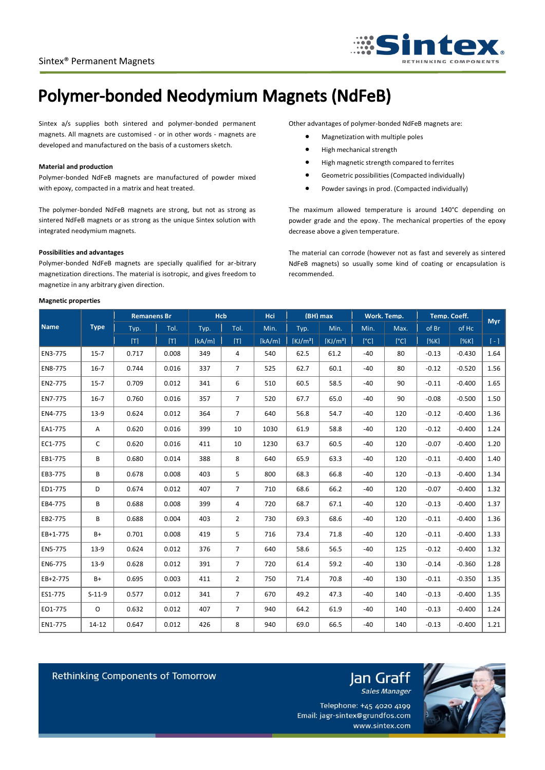Sintex® Permanent Magnets

# Polymer-bonded Neodymium Magnets (NdFeB)

Sintex a/s supplies both sintered and polymer-bonded permanent magnets. All magnets are customised - or in other words - magnets are developed and manufactured on the basis of a customers sketch.

**Material and production**

Polymer-bonded NdFeB magnets are manufactured of powder mixed with epoxy, compacted in a matrix and heat treated.

The polymer-bonded NdFeB magnets are strong, but not as strong as sintered NdFeB magnets or as strong as the unique Sintex solution with integrated neodymium magnets.

**Possibilities and advantages**

Polymer-bonded NdFeB magnets are specially qualified for ar-bitrary magnetization directions. The material is isotropic, and gives freedom to magnetize in any arbitrary given direction.

Other advantages of polymer-bonded NdFeB magnets are:

- Magnetization with multiple poles
- High mechanical strength
- High magnetic strength compared to ferrites
- Geometric possibilities (Compacted individually)
- Powder savings in prod. (Compacted individually)

The maximum allowed temperature is around 140°C depending on powder grade and the epoxy. The mechanical properties of the epoxy decrease above a given temperature.

The material can corrode (however not as fast and severely as sintered NdFeB magnets) so usually some kind of coating or encapsulation is recommended.

**Magnetic properties**

| Name | Type | Remanens Br | | Hcb | | Hci | (BH) max | | Work. Temp. | | Temp. Coeff. | | Myr |
|---|---|---|---|---|---|---|---|---|---|---|---|---|---|
| | | Typ. | Tol. | Typ. | Tol. | Min. | Typ. | Min. | Min. | Max. | of Br | of Hc | |
| | | [T] | [T] | [kA/m] | [T] | [kA/m] | [KJ/m³] | [KJ/m³] | [°C] | [°C] | [%K] | [%K] | [ - ] |
| EN3-775 | 15-7 | 0.717 | 0.008 | 349 | 4 | 540 | 62.5 | 61.2 | -40 | 80 | -0.13 | -0.430 | 1.64 |
| EN8-775 | 16-7 | 0.744 | 0.016 | 337 | 7 | 525 | 62.7 | 60.1 | -40 | 80 | -0.12 | -0.520 | 1.56 |
| EN2-775 | 15-7 | 0.709 | 0.012 | 341 | 6 | 510 | 60.5 | 58.5 | -40 | 90 | -0.11 | -0.400 | 1.65 |
| EN7-775 | 16-7 | 0.760 | 0.016 | 357 | 7 | 520 | 67.7 | 65.0 | -40 | 90 | -0.08 | -0.500 | 1.50 |
| EN4-775 | 13-9 | 0.624 | 0.012 | 364 | 7 | 640 | 56.8 | 54.7 | -40 | 120 | -0.12 | -0.400 | 1.36 |
| EA1-775 | A | 0.620 | 0.016 | 399 | 10 | 1030 | 61.9 | 58.8 | -40 | 120 | -0.12 | -0.400 | 1.24 |
| EC1-775 | C | 0.620 | 0.016 | 411 | 10 | 1230 | 63.7 | 60.5 | -40 | 120 | -0.07 | -0.400 | 1.20 |
| EB1-775 | B | 0.680 | 0.014 | 388 | 8 | 640 | 65.9 | 63.3 | -40 | 120 | -0.11 | -0.400 | 1.40 |
| EB3-775 | B | 0.678 | 0.008 | 403 | 5 | 800 | 68.3 | 66.8 | -40 | 120 | -0.13 | -0.400 | 1.34 |
| ED1-775 | D | 0.674 | 0.012 | 407 | 7 | 710 | 68.6 | 66.2 | -40 | 120 | -0.07 | -0.400 | 1.32 |
| EB4-775 | B | 0.688 | 0.008 | 399 | 4 | 720 | 68.7 | 67.1 | -40 | 120 | -0.13 | -0.400 | 1.37 |
| EB2-775 | B | 0.688 | 0.004 | 403 | 2 | 730 | 69.3 | 68.6 | -40 | 120 | -0.11 | -0.400 | 1.36 |
| EB+1-775 | B+ | 0.701 | 0.008 | 419 | 5 | 716 | 73.4 | 71.8 | -40 | 120 | -0.11 | -0.400 | 1.33 |
| EN5-775 | 13-9 | 0.624 | 0.012 | 376 | 7 | 640 | 58.6 | 56.5 | -40 | 125 | -0.12 | -0.400 | 1.32 |
| EN6-775 | 13-9 | 0.628 | 0.012 | 391 | 7 | 720 | 61.4 | 59.2 | -40 | 130 | -0.14 | -0.360 | 1.28 |
| EB+2-775 | B+ | 0.695 | 0.003 | 411 | 2 | 750 | 71.4 | 70.8 | -40 | 130 | -0.11 | -0.350 | 1.35 |
| ES1-775 | S-11-9 | 0.577 | 0.012 | 341 | 7 | 670 | 49.2 | 47.3 | -40 | 140 | -0.13 | -0.400 | 1.35 |
| EO1-775 | O | 0.632 | 0.012 | 407 | 7 | 940 | 64.2 | 61.9 | -40 | 140 | -0.13 | -0.400 | 1.24 |
| EN1-775 | 14-12 | 0.647 | 0.012 | 426 | 8 | 940 | 69.0 | 66.5 | -40 | 140 | -0.13 | -0.400 | 1.21 |

Rethinking Components of Tomorrow

Jan Graff
*Sales Manager*

Telephone: +45 4020 4199
Email: jagr-sintex@grundfos.com
www.sintex.com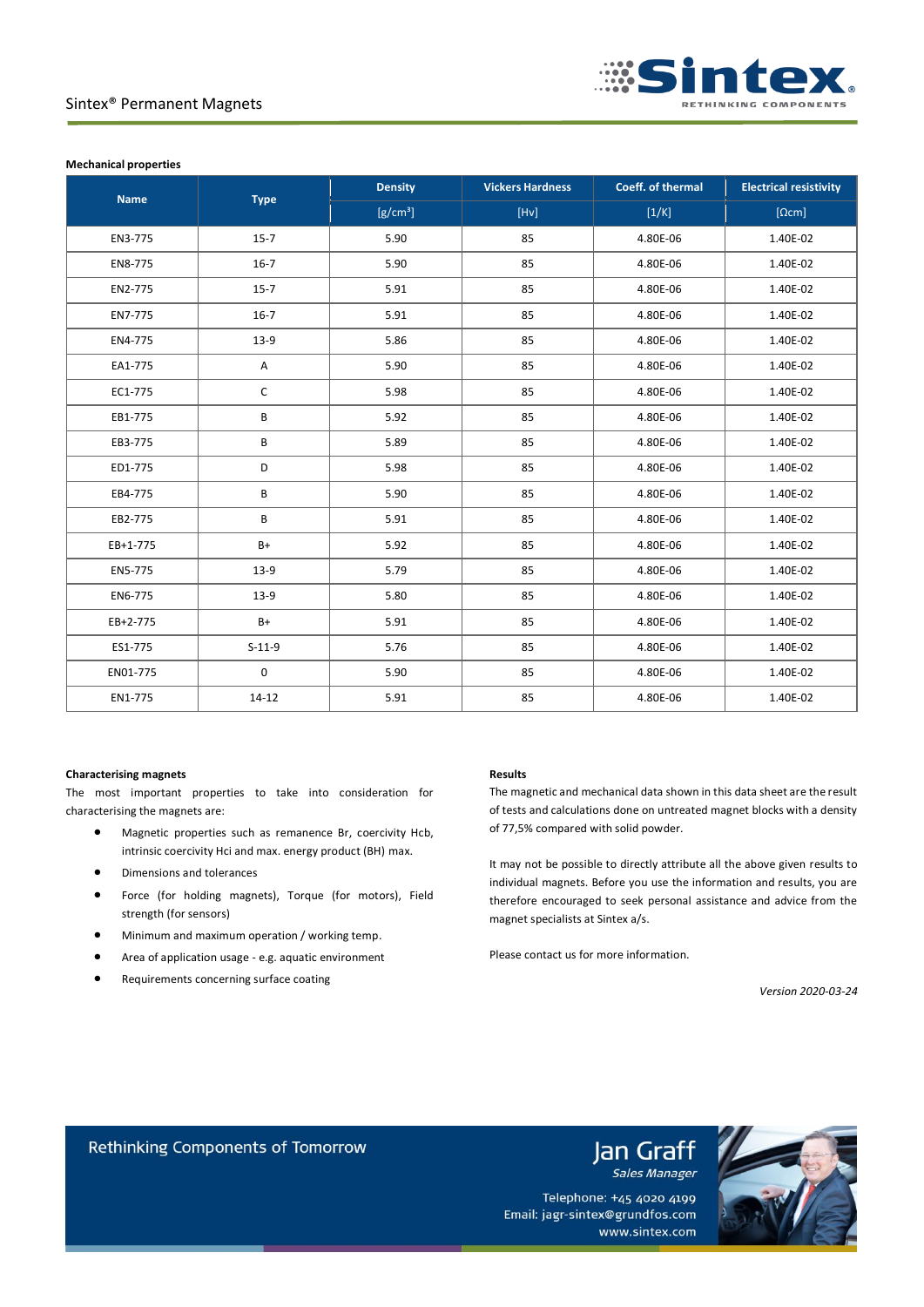#### Mechanical properties

| Name | Type | Density | Vickers Hardness | Coeff. of thermal | Electrical resistivity |
|---|---|---|---|---|---|
| | | [g/cm³] | [Hv] | [1/K] | [Ωcm] |
| EN3-775 | 15-7 | 5.90 | 85 | 4.80E-06 | 1.40E-02 |
| EN8-775 | 16-7 | 5.90 | 85 | 4.80E-06 | 1.40E-02 |
| EN2-775 | 15-7 | 5.91 | 85 | 4.80E-06 | 1.40E-02 |
| EN7-775 | 16-7 | 5.91 | 85 | 4.80E-06 | 1.40E-02 |
| EN4-775 | 13-9 | 5.86 | 85 | 4.80E-06 | 1.40E-02 |
| EA1-775 | A | 5.90 | 85 | 4.80E-06 | 1.40E-02 |
| EC1-775 | C | 5.98 | 85 | 4.80E-06 | 1.40E-02 |
| EB1-775 | B | 5.92 | 85 | 4.80E-06 | 1.40E-02 |
| EB3-775 | B | 5.89 | 85 | 4.80E-06 | 1.40E-02 |
| ED1-775 | D | 5.98 | 85 | 4.80E-06 | 1.40E-02 |
| EB4-775 | B | 5.90 | 85 | 4.80E-06 | 1.40E-02 |
| EB2-775 | B | 5.91 | 85 | 4.80E-06 | 1.40E-02 |
| EB+1-775 | B+ | 5.92 | 85 | 4.80E-06 | 1.40E-02 |
| EN5-775 | 13-9 | 5.79 | 85 | 4.80E-06 | 1.40E-02 |
| EN6-775 | 13-9 | 5.80 | 85 | 4.80E-06 | 1.40E-02 |
| EB+2-775 | B+ | 5.91 | 85 | 4.80E-06 | 1.40E-02 |
| ES1-775 | S-11-9 | 5.76 | 85 | 4.80E-06 | 1.40E-02 |
| EN01-775 | 0 | 5.90 | 85 | 4.80E-06 | 1.40E-02 |
| EN1-775 | 14-12 | 5.91 | 85 | 4.80E-06 | 1.40E-02 |

#### Characterising magnets

The most important properties to take into consideration for characterising the magnets are:

- Magnetic properties such as remanence Br, coercivity Hcb, intrinsic coercivity Hci and max. energy product (BH) max.
- Dimensions and tolerances
- Force (for holding magnets), Torque (for motors), Field strength (for sensors)
- Minimum and maximum operation / working temp.
- Area of application usage - e.g. aquatic environment
- Requirements concerning surface coating

#### Results

The magnetic and mechanical data shown in this data sheet are the result of tests and calculations done on untreated magnet blocks with a density of 77,5% compared with solid powder.

It may not be possible to directly attribute all the above given results to individual magnets. Before you use the information and results, you are therefore encouraged to seek personal assistance and advice from the magnet specialists at Sintex a/s.

Please contact us for more information.

*Version 2020-03-24*

Rethinking Components of Tomorrow

Jan Graff
*Sales Manager*
Telephone: +45 4020 4199
Email: jagr-sintex@grundfos.com
www.sintex.com